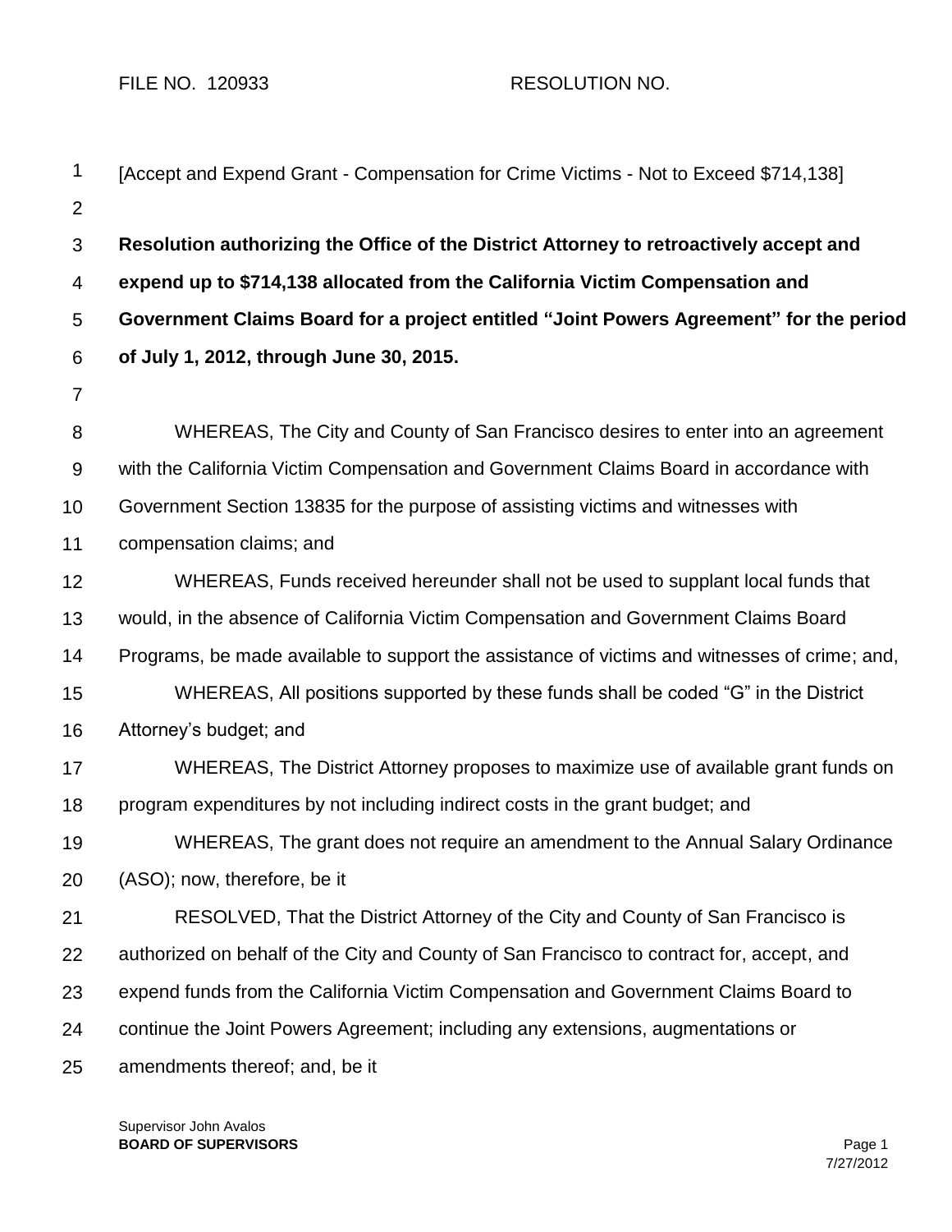FILE NO. 120933 RESOLUTION NO.

[Accept and Expend Grant - Compensation for Crime Victims - Not to Exceed $714,138]

**Resolution authorizing the Office of the District Attorney to retroactively accept and expend up to $714,138 allocated from the California Victim Compensation and Government Claims Board for a project entitled "Joint Powers Agreement" for the period of July 1, 2012, through June 30, 2015.**

WHEREAS, The City and County of San Francisco desires to enter into an agreement with the California Victim Compensation and Government Claims Board in accordance with Government Section 13835 for the purpose of assisting victims and witnesses with compensation claims; and

WHEREAS, Funds received hereunder shall not be used to supplant local funds that would, in the absence of California Victim Compensation and Government Claims Board Programs, be made available to support the assistance of victims and witnesses of crime; and,

WHEREAS, All positions supported by these funds shall be coded "G" in the District Attorney's budget; and

WHEREAS, The District Attorney proposes to maximize use of available grant funds on program expenditures by not including indirect costs in the grant budget; and

WHEREAS, The grant does not require an amendment to the Annual Salary Ordinance (ASO); now, therefore, be it

RESOLVED, That the District Attorney of the City and County of San Francisco is authorized on behalf of the City and County of San Francisco to contract for, accept, and expend funds from the California Victim Compensation and Government Claims Board to continue the Joint Powers Agreement; including any extensions, augmentations or amendments thereof; and, be it

Supervisor John Avalos
**BOARD OF SUPERVISORS**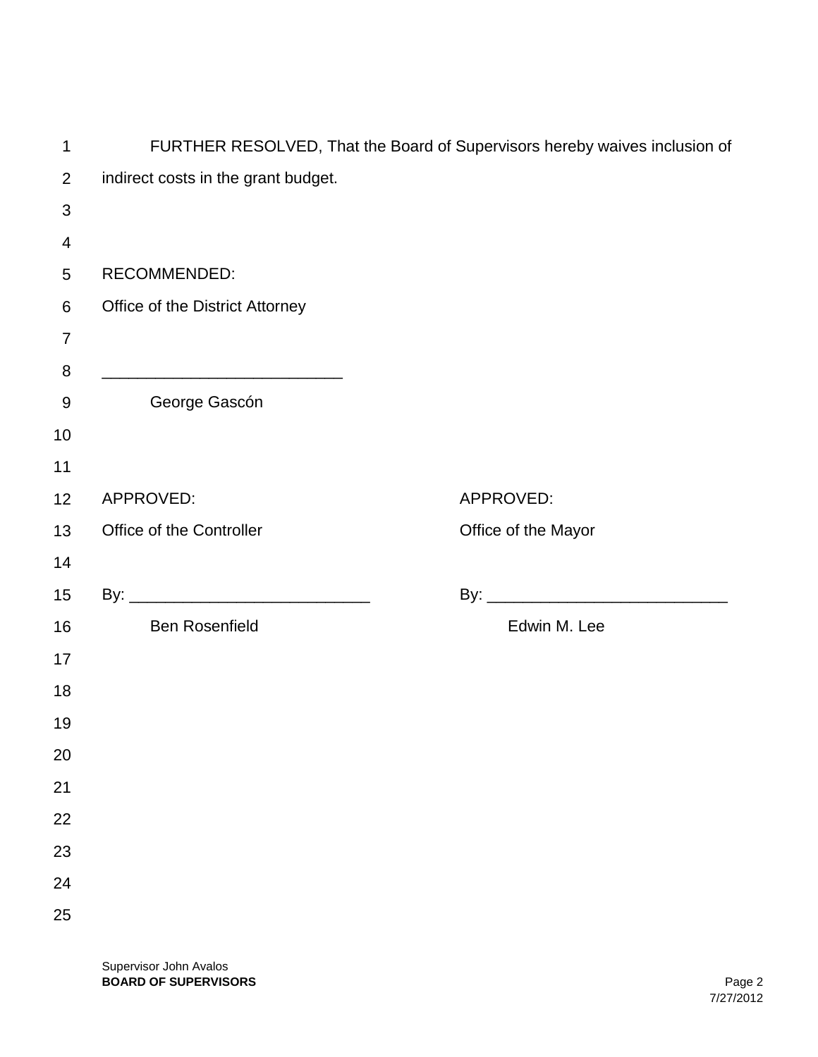FURTHER RESOLVED, That the Board of Supervisors hereby waives inclusion of indirect costs in the grant budget.

RECOMMENDED:
Office of the District Attorney

__________________________
George Gascón

APPROVED:
Office of the Controller

By: __________________________
Ben Rosenfield

APPROVED:
Office of the Mayor

By: __________________________
Edwin M. Lee

Supervisor John Avalos
**BOARD OF SUPERVISORS**

7/27/2012